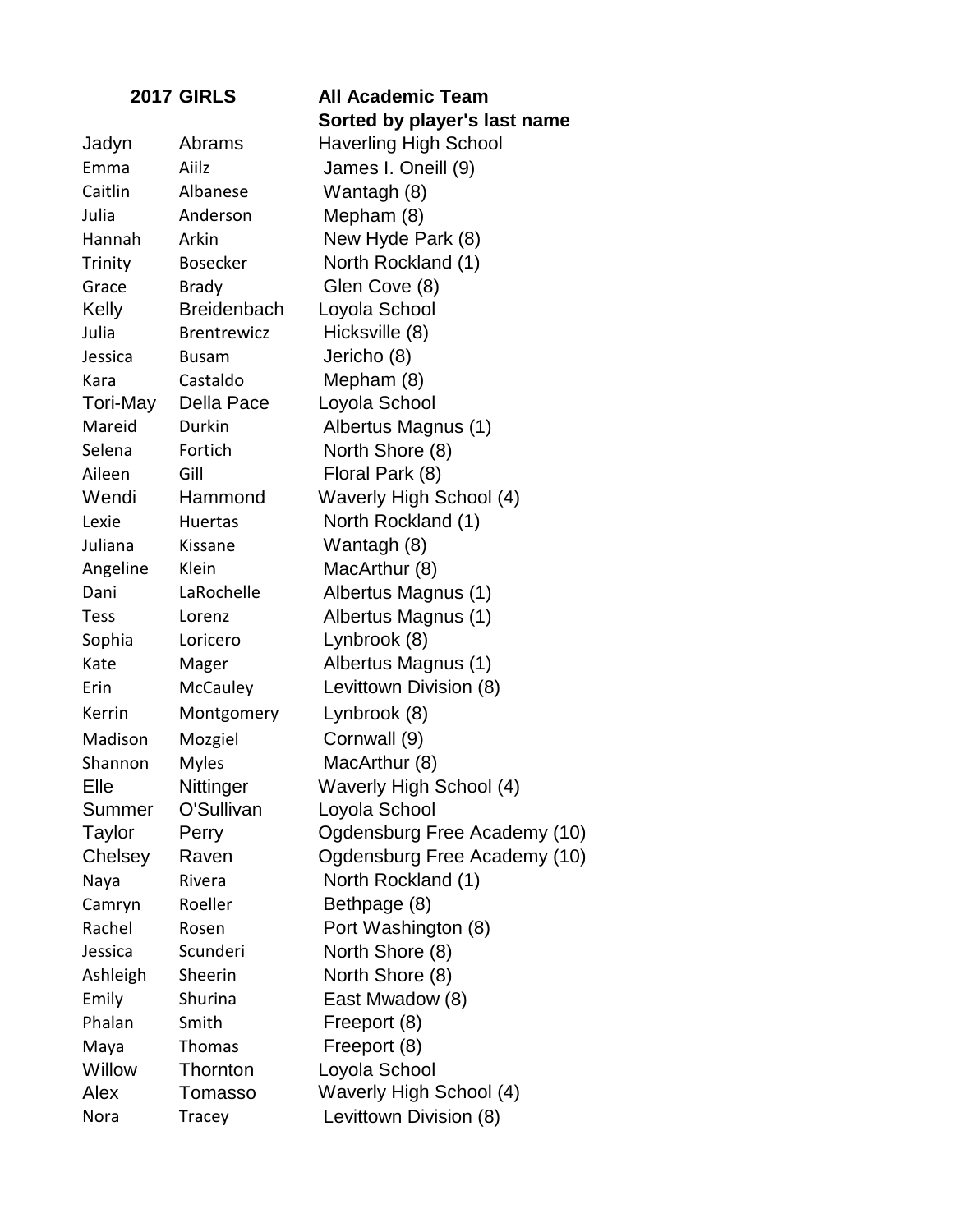**2017 GIRLS** **All Academic Team**

**Sorted by player's last name**

| First Name | Last Name | School |
|---|---|---|
| Jadyn | Abrams | Haverling High School |
| Emma | Aiilz | James I. Oneill (9) |
| Caitlin | Albanese | Wantagh (8) |
| Julia | Anderson | Mepham (8) |
| Hannah | Arkin | New Hyde Park (8) |
| Trinity | Bosecker | North Rockland (1) |
| Grace | Brady | Glen Cove (8) |
| Kelly | Breidenbach | Loyola School |
| Julia | Brentrewicz | Hicksville (8) |
| Jessica | Busam | Jericho (8) |
| Kara | Castaldo | Mepham (8) |
| Tori-May | Della Pace | Loyola School |
| Mareid | Durkin | Albertus Magnus (1) |
| Selena | Fortich | North Shore (8) |
| Aileen | Gill | Floral Park (8) |
| Wendi | Hammond | Waverly High School (4) |
| Lexie | Huertas | North Rockland (1) |
| Juliana | Kissane | Wantagh (8) |
| Angeline | Klein | MacArthur (8) |
| Dani | LaRochelle | Albertus Magnus (1) |
| Tess | Lorenz | Albertus Magnus (1) |
| Sophia | Loricero | Lynbrook (8) |
| Kate | Mager | Albertus Magnus (1) |
| Erin | McCauley | Levittown Division (8) |
| Kerrin | Montgomery | Lynbrook (8) |
| Madison | Mozgiel | Cornwall (9) |
| Shannon | Myles | MacArthur (8) |
| Elle | Nittinger | Waverly High School (4) |
| Summer | O'Sullivan | Loyola School |
| Taylor | Perry | Ogdensburg Free Academy (10) |
| Chelsey | Raven | Ogdensburg Free Academy (10) |
| Naya | Rivera | North Rockland (1) |
| Camryn | Roeller | Bethpage (8) |
| Rachel | Rosen | Port Washington (8) |
| Jessica | Scunderi | North Shore (8) |
| Ashleigh | Sheerin | North Shore (8) |
| Emily | Shurina | East Mwadow (8) |
| Phalan | Smith | Freeport (8) |
| Maya | Thomas | Freeport (8) |
| Willow | Thornton | Loyola School |
| Alex | Tomasso | Waverly High School (4) |
| Nora | Tracey | Levittown Division (8) |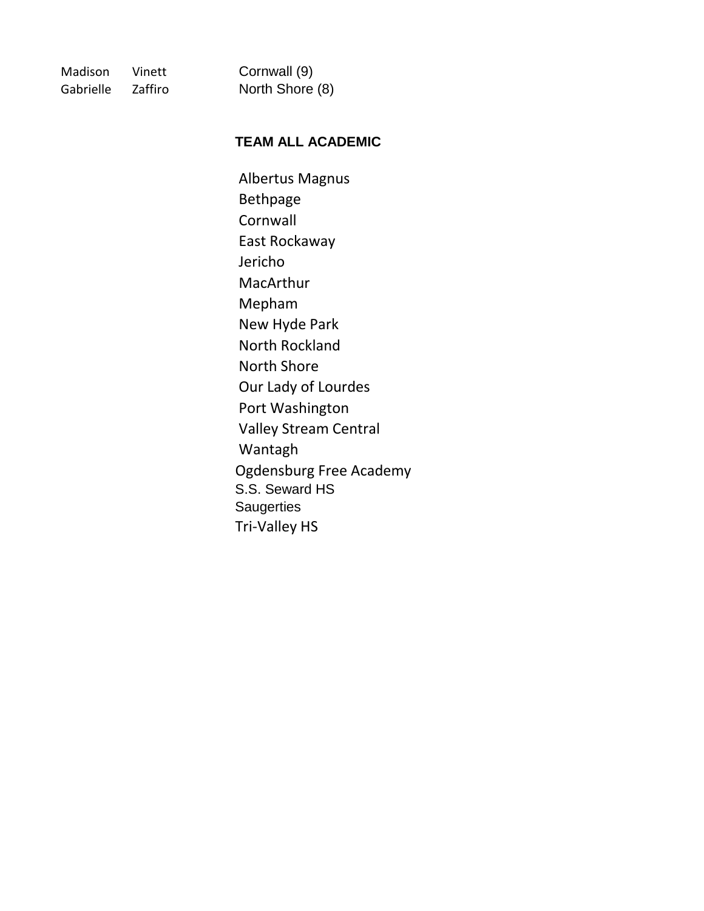| | | |
|---|---|---|
| Madison | Vinett | Cornwall (9) |
| Gabrielle | Zaffiro | North Shore (8) |

**TEAM ALL ACADEMIC**

Albertus Magnus
Bethpage
Cornwall
East Rockaway
Jericho
MacArthur
Mepham
New Hyde Park
North Rockland
North Shore
Our Lady of Lourdes
Port Washington
Valley Stream Central
Wantagh
Ogdensburg Free Academy
S.S. Seward HS
Saugerties
Tri-Valley HS